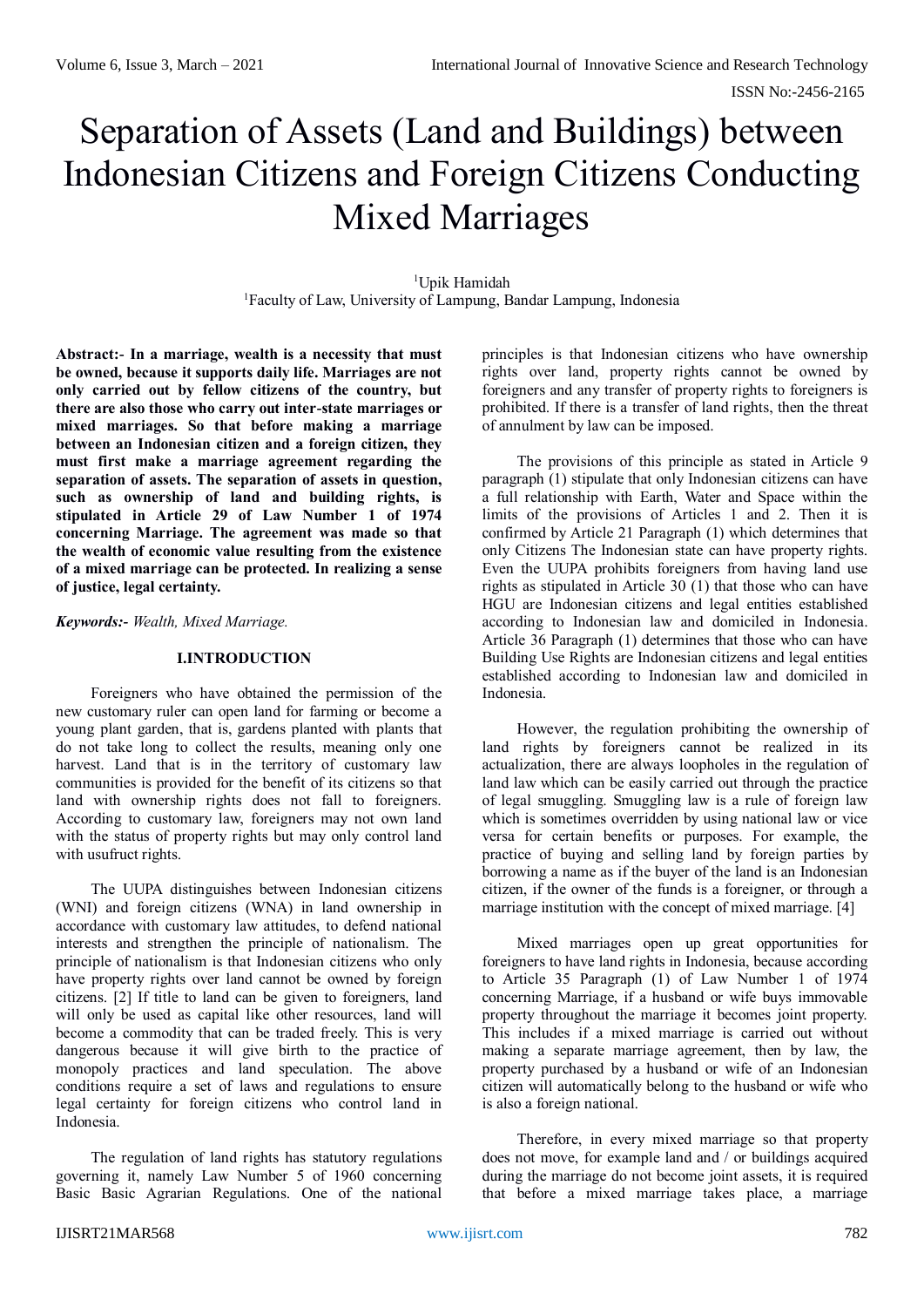# Separation of Assets (Land and Buildings) between Indonesian Citizens and Foreign Citizens Conducting Mixed Marriages

[1]Upik Hamidah
[1]Faculty of Law, University of Lampung, Bandar Lampung, Indonesia

**Abstract:- In a marriage, wealth is a necessity that must be owned, because it supports daily life. Marriages are not only carried out by fellow citizens of the country, but there are also those who carry out inter-state marriages or mixed marriages. So that before making a marriage between an Indonesian citizen and a foreign citizen, they must first make a marriage agreement regarding the separation of assets. The separation of assets in question, such as ownership of land and building rights, is stipulated in Article 29 of Law Number 1 of 1974 concerning Marriage. The agreement was made so that the wealth of economic value resulting from the existence of a mixed marriage can be protected. In realizing a sense of justice, legal certainty.**

***Keywords:-*** *Wealth, Mixed Marriage.*

## I.INTRODUCTION

Foreigners who have obtained the permission of the new customary ruler can open land for farming or become a young plant garden, that is, gardens planted with plants that do not take long to collect the results, meaning only one harvest. Land that is in the territory of customary law communities is provided for the benefit of its citizens so that land with ownership rights does not fall to foreigners. According to customary law, foreigners may not own land with the status of property rights but may only control land with usufruct rights.

The UUPA distinguishes between Indonesian citizens (WNI) and foreign citizens (WNA) in land ownership in accordance with customary law attitudes, to defend national interests and strengthen the principle of nationalism. The principle of nationalism is that Indonesian citizens who only have property rights over land cannot be owned by foreign citizens. [2] If title to land can be given to foreigners, land will only be used as capital like other resources, land will become a commodity that can be traded freely. This is very dangerous because it will give birth to the practice of monopoly practices and land speculation. The above conditions require a set of laws and regulations to ensure legal certainty for foreign citizens who control land in Indonesia.

The regulation of land rights has statutory regulations governing it, namely Law Number 5 of 1960 concerning Basic Basic Agrarian Regulations. One of the national principles is that Indonesian citizens who have ownership rights over land, property rights cannot be owned by foreigners and any transfer of property rights to foreigners is prohibited. If there is a transfer of land rights, then the threat of annulment by law can be imposed.

The provisions of this principle as stated in Article 9 paragraph (1) stipulate that only Indonesian citizens can have a full relationship with Earth, Water and Space within the limits of the provisions of Articles 1 and 2. Then it is confirmed by Article 21 Paragraph (1) which determines that only Citizens The Indonesian state can have property rights. Even the UUPA prohibits foreigners from having land use rights as stipulated in Article 30 (1) that those who can have HGU are Indonesian citizens and legal entities established according to Indonesian law and domiciled in Indonesia. Article 36 Paragraph (1) determines that those who can have Building Use Rights are Indonesian citizens and legal entities established according to Indonesian law and domiciled in Indonesia.

However, the regulation prohibiting the ownership of land rights by foreigners cannot be realized in its actualization, there are always loopholes in the regulation of land law which can be easily carried out through the practice of legal smuggling. Smuggling law is a rule of foreign law which is sometimes overridden by using national law or vice versa for certain benefits or purposes. For example, the practice of buying and selling land by foreign parties by borrowing a name as if the buyer of the land is an Indonesian citizen, if the owner of the funds is a foreigner, or through a marriage institution with the concept of mixed marriage. [4]

Mixed marriages open up great opportunities for foreigners to have land rights in Indonesia, because according to Article 35 Paragraph (1) of Law Number 1 of 1974 concerning Marriage, if a husband or wife buys immovable property throughout the marriage it becomes joint property. This includes if a mixed marriage is carried out without making a separate marriage agreement, then by law, the property purchased by a husband or wife of an Indonesian citizen will automatically belong to the husband or wife who is also a foreign national.

Therefore, in every mixed marriage so that property does not move, for example land and / or buildings acquired during the marriage do not become joint assets, it is required that before a mixed marriage takes place, a marriage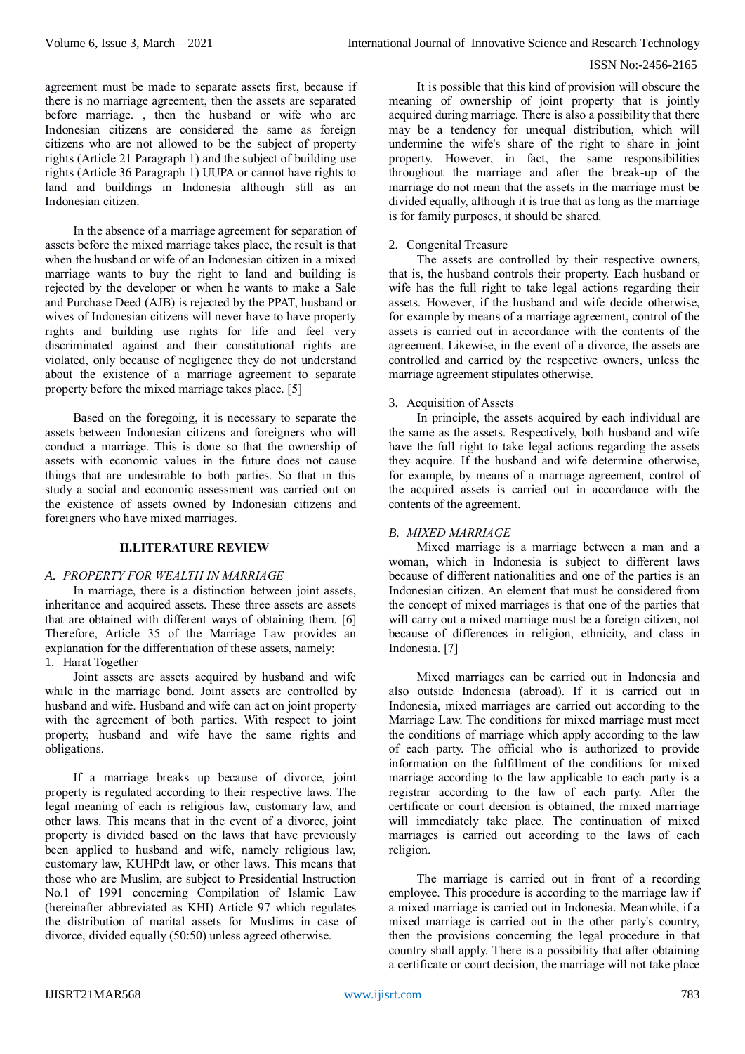agreement must be made to separate assets first, because if there is no marriage agreement, then the assets are separated before marriage. , then the husband or wife who are Indonesian citizens are considered the same as foreign citizens who are not allowed to be the subject of property rights (Article 21 Paragraph 1) and the subject of building use rights (Article 36 Paragraph 1) UUPA or cannot have rights to land and buildings in Indonesia although still as an Indonesian citizen.

In the absence of a marriage agreement for separation of assets before the mixed marriage takes place, the result is that when the husband or wife of an Indonesian citizen in a mixed marriage wants to buy the right to land and building is rejected by the developer or when he wants to make a Sale and Purchase Deed (AJB) is rejected by the PPAT, husband or wives of Indonesian citizens will never have to have property rights and building use rights for life and feel very discriminated against and their constitutional rights are violated, only because of negligence they do not understand about the existence of a marriage agreement to separate property before the mixed marriage takes place. [5]

Based on the foregoing, it is necessary to separate the assets between Indonesian citizens and foreigners who will conduct a marriage. This is done so that the ownership of assets with economic values in the future does not cause things that are undesirable to both parties. So that in this study a social and economic assessment was carried out on the existence of assets owned by Indonesian citizens and foreigners who have mixed marriages.

## II.LITERATURE REVIEW

### *A. PROPERTY FOR WEALTH IN MARRIAGE*

In marriage, there is a distinction between joint assets, inheritance and acquired assets. These three assets are assets that are obtained with different ways of obtaining them. [6] Therefore, Article 35 of the Marriage Law provides an explanation for the differentiation of these assets, namely:

1. Harat Together

Joint assets are assets acquired by husband and wife while in the marriage bond. Joint assets are controlled by husband and wife. Husband and wife can act on joint property with the agreement of both parties. With respect to joint property, husband and wife have the same rights and obligations.

If a marriage breaks up because of divorce, joint property is regulated according to their respective laws. The legal meaning of each is religious law, customary law, and other laws. This means that in the event of a divorce, joint property is divided based on the laws that have previously been applied to husband and wife, namely religious law, customary law, KUHPdt law, or other laws. This means that those who are Muslim, are subject to Presidential Instruction No.1 of 1991 concerning Compilation of Islamic Law (hereinafter abbreviated as KHI) Article 97 which regulates the distribution of marital assets for Muslims in case of divorce, divided equally (50:50) unless agreed otherwise.

It is possible that this kind of provision will obscure the meaning of ownership of joint property that is jointly acquired during marriage. There is also a possibility that there may be a tendency for unequal distribution, which will undermine the wife's share of the right to share in joint property. However, in fact, the same responsibilities throughout the marriage and after the break-up of the marriage do not mean that the assets in the marriage must be divided equally, although it is true that as long as the marriage is for family purposes, it should be shared.

2. Congenital Treasure

The assets are controlled by their respective owners, that is, the husband controls their property. Each husband or wife has the full right to take legal actions regarding their assets. However, if the husband and wife decide otherwise, for example by means of a marriage agreement, control of the assets is carried out in accordance with the contents of the agreement. Likewise, in the event of a divorce, the assets are controlled and carried by the respective owners, unless the marriage agreement stipulates otherwise.

3. Acquisition of Assets

In principle, the assets acquired by each individual are the same as the assets. Respectively, both husband and wife have the full right to take legal actions regarding the assets they acquire. If the husband and wife determine otherwise, for example, by means of a marriage agreement, control of the acquired assets is carried out in accordance with the contents of the agreement.

### *B. MIXED MARRIAGE*

Mixed marriage is a marriage between a man and a woman, which in Indonesia is subject to different laws because of different nationalities and one of the parties is an Indonesian citizen. An element that must be considered from the concept of mixed marriages is that one of the parties that will carry out a mixed marriage must be a foreign citizen, not because of differences in religion, ethnicity, and class in Indonesia. [7]

Mixed marriages can be carried out in Indonesia and also outside Indonesia (abroad). If it is carried out in Indonesia, mixed marriages are carried out according to the Marriage Law. The conditions for mixed marriage must meet the conditions of marriage which apply according to the law of each party. The official who is authorized to provide information on the fulfillment of the conditions for mixed marriage according to the law applicable to each party is a registrar according to the law of each party. After the certificate or court decision is obtained, the mixed marriage will immediately take place. The continuation of mixed marriages is carried out according to the laws of each religion.

The marriage is carried out in front of a recording employee. This procedure is according to the marriage law if a mixed marriage is carried out in Indonesia. Meanwhile, if a mixed marriage is carried out in the other party's country, then the provisions concerning the legal procedure in that country shall apply. There is a possibility that after obtaining a certificate or court decision, the marriage will not take place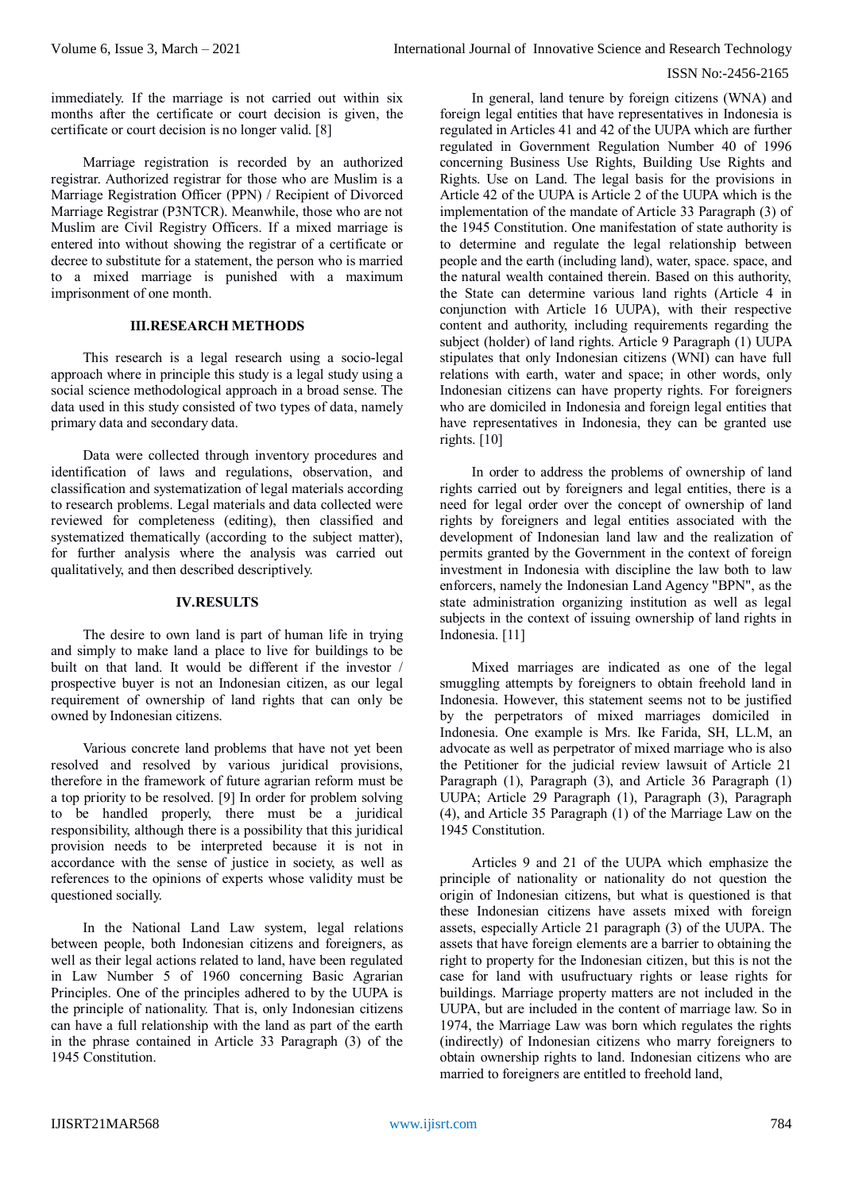immediately. If the marriage is not carried out within six months after the certificate or court decision is given, the certificate or court decision is no longer valid. [8]

Marriage registration is recorded by an authorized registrar. Authorized registrar for those who are Muslim is a Marriage Registration Officer (PPN) / Recipient of Divorced Marriage Registrar (P3NTCR). Meanwhile, those who are not Muslim are Civil Registry Officers. If a mixed marriage is entered into without showing the registrar of a certificate or decree to substitute for a statement, the person who is married to a mixed marriage is punished with a maximum imprisonment of one month.

## III.RESEARCH METHODS

This research is a legal research using a socio-legal approach where in principle this study is a legal study using a social science methodological approach in a broad sense. The data used in this study consisted of two types of data, namely primary data and secondary data.

Data were collected through inventory procedures and identification of laws and regulations, observation, and classification and systematization of legal materials according to research problems. Legal materials and data collected were reviewed for completeness (editing), then classified and systematized thematically (according to the subject matter), for further analysis where the analysis was carried out qualitatively, and then described descriptively.

## IV.RESULTS

The desire to own land is part of human life in trying and simply to make land a place to live for buildings to be built on that land. It would be different if the investor / prospective buyer is not an Indonesian citizen, as our legal requirement of ownership of land rights that can only be owned by Indonesian citizens.

Various concrete land problems that have not yet been resolved and resolved by various juridical provisions, therefore in the framework of future agrarian reform must be a top priority to be resolved. [9] In order for problem solving to be handled properly, there must be a juridical responsibility, although there is a possibility that this juridical provision needs to be interpreted because it is not in accordance with the sense of justice in society, as well as references to the opinions of experts whose validity must be questioned socially.

In the National Land Law system, legal relations between people, both Indonesian citizens and foreigners, as well as their legal actions related to land, have been regulated in Law Number 5 of 1960 concerning Basic Agrarian Principles. One of the principles adhered to by the UUPA is the principle of nationality. That is, only Indonesian citizens can have a full relationship with the land as part of the earth in the phrase contained in Article 33 Paragraph (3) of the 1945 Constitution.

In general, land tenure by foreign citizens (WNA) and foreign legal entities that have representatives in Indonesia is regulated in Articles 41 and 42 of the UUPA which are further regulated in Government Regulation Number 40 of 1996 concerning Business Use Rights, Building Use Rights and Rights. Use on Land. The legal basis for the provisions in Article 42 of the UUPA is Article 2 of the UUPA which is the implementation of the mandate of Article 33 Paragraph (3) of the 1945 Constitution. One manifestation of state authority is to determine and regulate the legal relationship between people and the earth (including land), water, space. space, and the natural wealth contained therein. Based on this authority, the State can determine various land rights (Article 4 in conjunction with Article 16 UUPA), with their respective content and authority, including requirements regarding the subject (holder) of land rights. Article 9 Paragraph (1) UUPA stipulates that only Indonesian citizens (WNI) can have full relations with earth, water and space; in other words, only Indonesian citizens can have property rights. For foreigners who are domiciled in Indonesia and foreign legal entities that have representatives in Indonesia, they can be granted use rights. [10]

In order to address the problems of ownership of land rights carried out by foreigners and legal entities, there is a need for legal order over the concept of ownership of land rights by foreigners and legal entities associated with the development of Indonesian land law and the realization of permits granted by the Government in the context of foreign investment in Indonesia with discipline the law both to law enforcers, namely the Indonesian Land Agency "BPN", as the state administration organizing institution as well as legal subjects in the context of issuing ownership of land rights in Indonesia. [11]

Mixed marriages are indicated as one of the legal smuggling attempts by foreigners to obtain freehold land in Indonesia. However, this statement seems not to be justified by the perpetrators of mixed marriages domiciled in Indonesia. One example is Mrs. Ike Farida, SH, LL.M, an advocate as well as perpetrator of mixed marriage who is also the Petitioner for the judicial review lawsuit of Article 21 Paragraph (1), Paragraph (3), and Article 36 Paragraph (1) UUPA; Article 29 Paragraph (1), Paragraph (3), Paragraph (4), and Article 35 Paragraph (1) of the Marriage Law on the 1945 Constitution.

Articles 9 and 21 of the UUPA which emphasize the principle of nationality or nationality do not question the origin of Indonesian citizens, but what is questioned is that these Indonesian citizens have assets mixed with foreign assets, especially Article 21 paragraph (3) of the UUPA. The assets that have foreign elements are a barrier to obtaining the right to property for the Indonesian citizen, but this is not the case for land with usufructuary rights or lease rights for buildings. Marriage property matters are not included in the UUPA, but are included in the content of marriage law. So in 1974, the Marriage Law was born which regulates the rights (indirectly) of Indonesian citizens who marry foreigners to obtain ownership rights to land. Indonesian citizens who are married to foreigners are entitled to freehold land,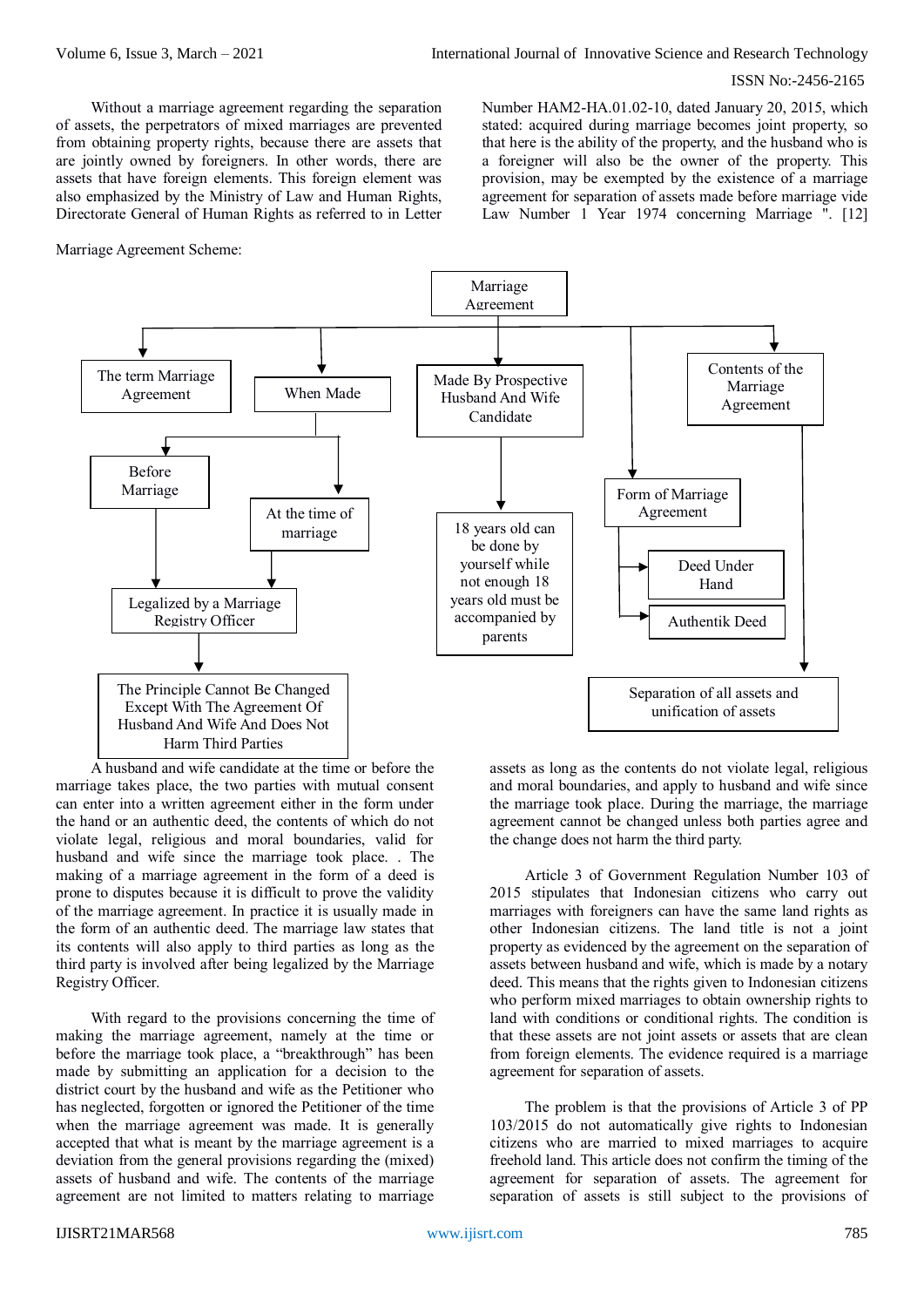Without a marriage agreement regarding the separation of assets, the perpetrators of mixed marriages are prevented from obtaining property rights, because there are assets that are jointly owned by foreigners. In other words, there are assets that have foreign elements. This foreign element was also emphasized by the Ministry of Law and Human Rights, Directorate General of Human Rights as referred to in Letter Number HAM2-HA.01.02-10, dated January 20, 2015, which stated: acquired during marriage becomes joint property, so that here is the ability of the property, and the husband who is a foreigner will also be the owner of the property. This provision, may be exempted by the existence of a marriage agreement for separation of assets made before marriage vide Law Number 1 Year 1974 concerning Marriage ". [12]

Marriage Agreement Scheme:

- Marriage Agreement
  - The term Marriage Agreement
  - When Made
    - Before Marriage
      - Legalized by a Marriage Registry Officer
    - At the time of marriage
      - Legalized by a Marriage Registry Officer
        - The Principle Cannot Be Changed Except With The Agreement Of Husband And Wife And Does Not Harm Third Parties
  - Made By Prospective Husband And Wife Candidate
    - 18 years old can be done by yourself while not enough 18 years old must be accompanied by parents
  - Form of Marriage Agreement
    - Deed Under Hand
    - Authentik Deed
  - Contents of the Marriage Agreement
    - Separation of all assets and unification of assets

A husband and wife candidate at the time or before the marriage takes place, the two parties with mutual consent can enter into a written agreement either in the form under the hand or an authentic deed, the contents of which do not violate legal, religious and moral boundaries, valid for husband and wife since the marriage took place. . The making of a marriage agreement in the form of a deed is prone to disputes because it is difficult to prove the validity of the marriage agreement. In practice it is usually made in the form of an authentic deed. The marriage law states that its contents will also apply to third parties as long as the third party is involved after being legalized by the Marriage Registry Officer.

With regard to the provisions concerning the time of making the marriage agreement, namely at the time or before the marriage took place, a "breakthrough" has been made by submitting an application for a decision to the district court by the husband and wife as the Petitioner who has neglected, forgotten or ignored the Petitioner of the time when the marriage agreement was made. It is generally accepted that what is meant by the marriage agreement is a deviation from the general provisions regarding the (mixed) assets of husband and wife. The contents of the marriage agreement are not limited to matters relating to marriage assets as long as the contents do not violate legal, religious and moral boundaries, and apply to husband and wife since the marriage took place. During the marriage, the marriage agreement cannot be changed unless both parties agree and the change does not harm the third party.

Article 3 of Government Regulation Number 103 of 2015 stipulates that Indonesian citizens who carry out marriages with foreigners can have the same land rights as other Indonesian citizens. The land title is not a joint property as evidenced by the agreement on the separation of assets between husband and wife, which is made by a notary deed. This means that the rights given to Indonesian citizens who perform mixed marriages to obtain ownership rights to land with conditions or conditional rights. The condition is that these assets are not joint assets or assets that are clean from foreign elements. The evidence required is a marriage agreement for separation of assets.

The problem is that the provisions of Article 3 of PP 103/2015 do not automatically give rights to Indonesian citizens who are married to mixed marriages to acquire freehold land. This article does not confirm the timing of the agreement for separation of assets. The agreement for separation of assets is still subject to the provisions of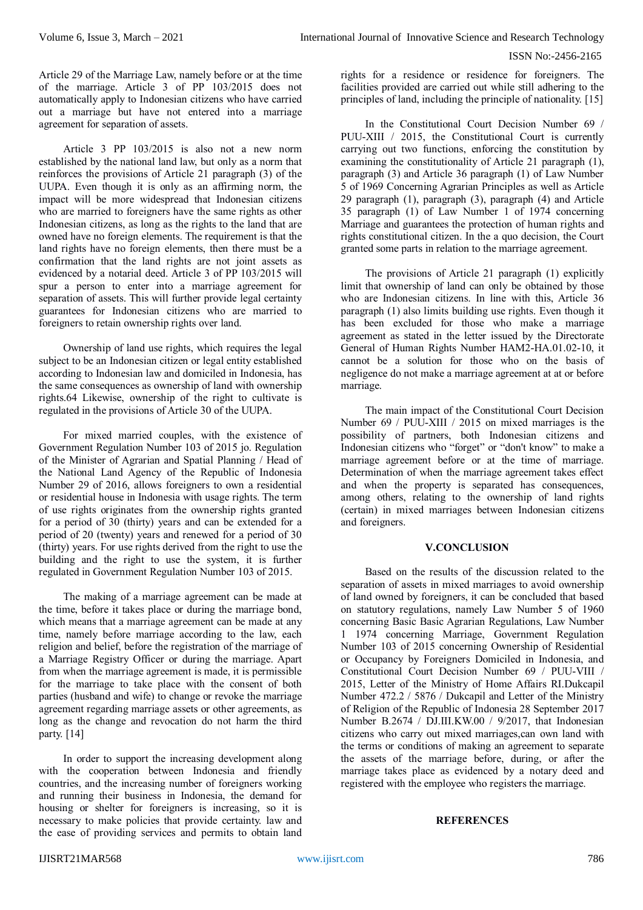Article 29 of the Marriage Law, namely before or at the time of the marriage. Article 3 of PP 103/2015 does not automatically apply to Indonesian citizens who have carried out a marriage but have not entered into a marriage agreement for separation of assets.

Article 3 PP 103/2015 is also not a new norm established by the national land law, but only as a norm that reinforces the provisions of Article 21 paragraph (3) of the UUPA. Even though it is only as an affirming norm, the impact will be more widespread that Indonesian citizens who are married to foreigners have the same rights as other Indonesian citizens, as long as the rights to the land that are owned have no foreign elements. The requirement is that the land rights have no foreign elements, then there must be a confirmation that the land rights are not joint assets as evidenced by a notarial deed. Article 3 of PP 103/2015 will spur a person to enter into a marriage agreement for separation of assets. This will further provide legal certainty guarantees for Indonesian citizens who are married to foreigners to retain ownership rights over land.

Ownership of land use rights, which requires the legal subject to be an Indonesian citizen or legal entity established according to Indonesian law and domiciled in Indonesia, has the same consequences as ownership of land with ownership rights.64 Likewise, ownership of the right to cultivate is regulated in the provisions of Article 30 of the UUPA.

For mixed married couples, with the existence of Government Regulation Number 103 of 2015 jo. Regulation of the Minister of Agrarian and Spatial Planning / Head of the National Land Agency of the Republic of Indonesia Number 29 of 2016, allows foreigners to own a residential or residential house in Indonesia with usage rights. The term of use rights originates from the ownership rights granted for a period of 30 (thirty) years and can be extended for a period of 20 (twenty) years and renewed for a period of 30 (thirty) years. For use rights derived from the right to use the building and the right to use the system, it is further regulated in Government Regulation Number 103 of 2015.

The making of a marriage agreement can be made at the time, before it takes place or during the marriage bond, which means that a marriage agreement can be made at any time, namely before marriage according to the law, each religion and belief, before the registration of the marriage of a Marriage Registry Officer or during the marriage. Apart from when the marriage agreement is made, it is permissible for the marriage to take place with the consent of both parties (husband and wife) to change or revoke the marriage agreement regarding marriage assets or other agreements, as long as the change and revocation do not harm the third party. [14]

In order to support the increasing development along with the cooperation between Indonesia and friendly countries, and the increasing number of foreigners working and running their business in Indonesia, the demand for housing or shelter for foreigners is increasing, so it is necessary to make policies that provide certainty. law and the ease of providing services and permits to obtain land rights for a residence or residence for foreigners. The facilities provided are carried out while still adhering to the principles of land, including the principle of nationality. [15]

In the Constitutional Court Decision Number 69 / PUU-XIII / 2015, the Constitutional Court is currently carrying out two functions, enforcing the constitution by examining the constitutionality of Article 21 paragraph (1), paragraph (3) and Article 36 paragraph (1) of Law Number 5 of 1969 Concerning Agrarian Principles as well as Article 29 paragraph (1), paragraph (3), paragraph (4) and Article 35 paragraph (1) of Law Number 1 of 1974 concerning Marriage and guarantees the protection of human rights and rights constitutional citizen. In the a quo decision, the Court granted some parts in relation to the marriage agreement.

The provisions of Article 21 paragraph (1) explicitly limit that ownership of land can only be obtained by those who are Indonesian citizens. In line with this, Article 36 paragraph (1) also limits building use rights. Even though it has been excluded for those who make a marriage agreement as stated in the letter issued by the Directorate General of Human Rights Number HAM2-HA.01.02-10, it cannot be a solution for those who on the basis of negligence do not make a marriage agreement at at or before marriage.

The main impact of the Constitutional Court Decision Number 69 / PUU-XIII / 2015 on mixed marriages is the possibility of partners, both Indonesian citizens and Indonesian citizens who "forget" or "don't know" to make a marriage agreement before or at the time of marriage. Determination of when the marriage agreement takes effect and when the property is separated has consequences, among others, relating to the ownership of land rights (certain) in mixed marriages between Indonesian citizens and foreigners.

## V.CONCLUSION

Based on the results of the discussion related to the separation of assets in mixed marriages to avoid ownership of land owned by foreigners, it can be concluded that based on statutory regulations, namely Law Number 5 of 1960 concerning Basic Basic Agrarian Regulations, Law Number 1 1974 concerning Marriage, Government Regulation Number 103 of 2015 concerning Ownership of Residential or Occupancy by Foreigners Domiciled in Indonesia, and Constitutional Court Decision Number 69 / PUU-VIII / 2015, Letter of the Ministry of Home Affairs RI.Dukcapil Number 472.2 / 5876 / Dukcapil and Letter of the Ministry of Religion of the Republic of Indonesia 28 September 2017 Number B.2674 / DJ.III.KW.00 / 9/2017, that Indonesian citizens who carry out mixed marriages,can own land with the terms or conditions of making an agreement to separate the assets of the marriage before, during, or after the marriage takes place as evidenced by a notary deed and registered with the employee who registers the marriage.

## REFERENCES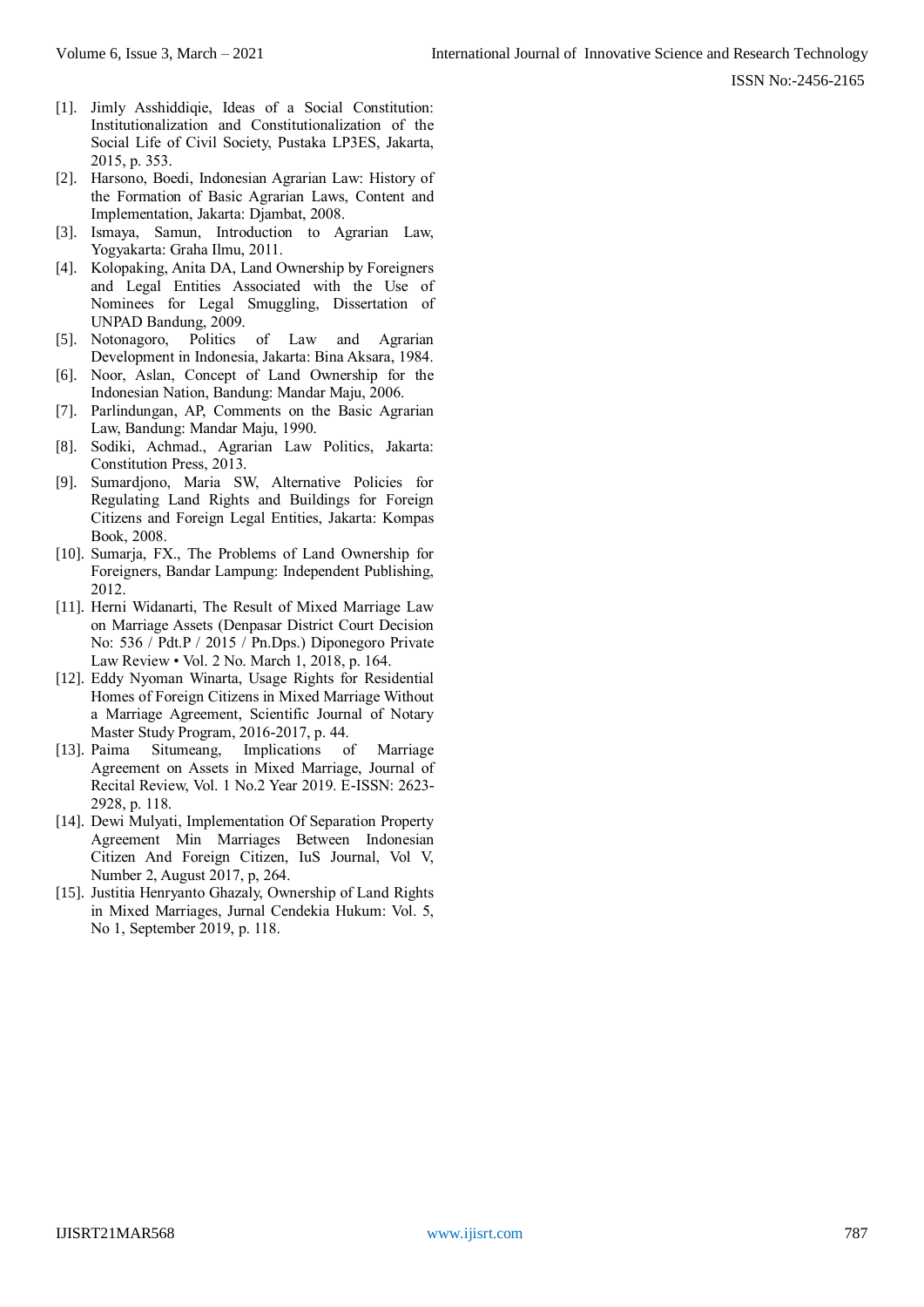[1]. Jimly Asshiddiqie, Ideas of a Social Constitution: Institutionalization and Constitutionalization of the Social Life of Civil Society, Pustaka LP3ES, Jakarta, 2015, p. 353.

[2]. Harsono, Boedi, Indonesian Agrarian Law: History of the Formation of Basic Agrarian Laws, Content and Implementation, Jakarta: Djambat, 2008.

[3]. Ismaya, Samun, Introduction to Agrarian Law, Yogyakarta: Graha Ilmu, 2011.

[4]. Kolopaking, Anita DA, Land Ownership by Foreigners and Legal Entities Associated with the Use of Nominees for Legal Smuggling, Dissertation of UNPAD Bandung, 2009.

[5]. Notonagoro, Politics of Law and Agrarian Development in Indonesia, Jakarta: Bina Aksara, 1984.

[6]. Noor, Aslan, Concept of Land Ownership for the Indonesian Nation, Bandung: Mandar Maju, 2006.

[7]. Parlindungan, AP, Comments on the Basic Agrarian Law, Bandung: Mandar Maju, 1990.

[8]. Sodiki, Achmad., Agrarian Law Politics, Jakarta: Constitution Press, 2013.

[9]. Sumardjono, Maria SW, Alternative Policies for Regulating Land Rights and Buildings for Foreign Citizens and Foreign Legal Entities, Jakarta: Kompas Book, 2008.

[10]. Sumarja, FX., The Problems of Land Ownership for Foreigners, Bandar Lampung: Independent Publishing, 2012.

[11]. Herni Widanarti, The Result of Mixed Marriage Law on Marriage Assets (Denpasar District Court Decision No: 536 / Pdt.P / 2015 / Pn.Dps.) Diponegoro Private Law Review • Vol. 2 No. March 1, 2018, p. 164.

[12]. Eddy Nyoman Winarta, Usage Rights for Residential Homes of Foreign Citizens in Mixed Marriage Without a Marriage Agreement, Scientific Journal of Notary Master Study Program, 2016-2017, p. 44.

[13]. Paima Situmeang, Implications of Marriage Agreement on Assets in Mixed Marriage, Journal of Recital Review, Vol. 1 No.2 Year 2019. E-ISSN: 2623-2928, p. 118.

[14]. Dewi Mulyati, Implementation Of Separation Property Agreement Min Marriages Between Indonesian Citizen And Foreign Citizen, IuS Journal, Vol V, Number 2, August 2017, p, 264.

[15]. Justitia Henryanto Ghazaly, Ownership of Land Rights in Mixed Marriages, Jurnal Cendekia Hukum: Vol. 5, No 1, September 2019, p. 118.